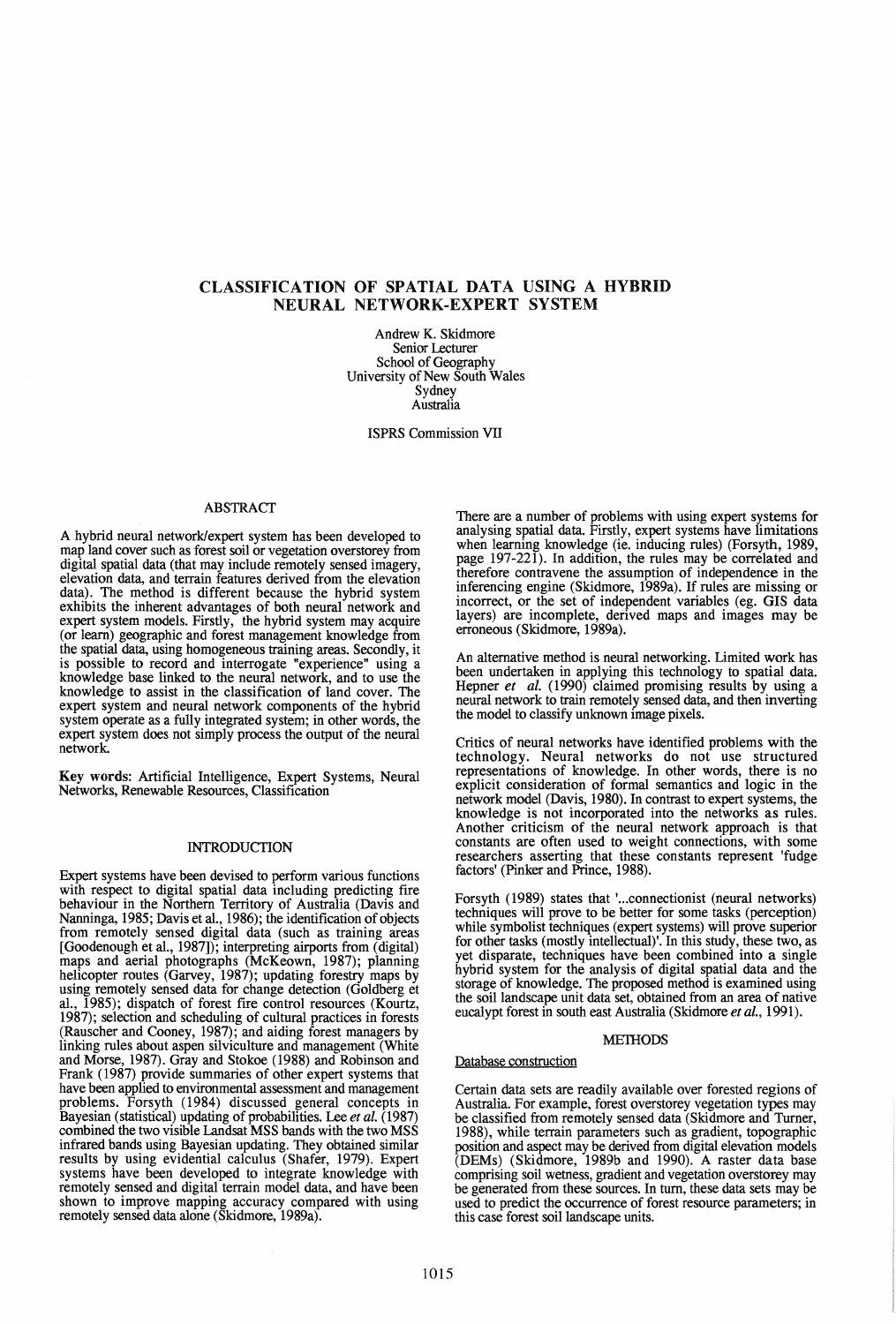# CLASSIFICATION OF SPATIAL DATA USING A HYBRID NEURAL NETWORK-EXPERT SYSTEM

Andrew K. Skidmore
Senior Lecturer
School of Geography
University of New South Wales
Sydney
Australia

ISPRS Commission VII

## ABSTRACT

A hybrid neural network/expert system has been developed to map land cover such as forest soil or vegetation overstorey from digital spatial data (that may include remotely sensed imagery, elevation data, and terrain features derived from the elevation data). The method is different because the hybrid system exhibits the inherent advantages of both neural network and expert system models. Firstly, the hybrid system may acquire (or learn) geographic and forest management knowledge from the spatial data, using homogeneous training areas. Secondly, it is possible to record and interrogate "experience" using a knowledge base linked to the neural network, and to use the knowledge to assist in the classification of land cover. The expert system and neural network components of the hybrid system operate as a fully integrated system; in other words, the expert system does not simply process the output of the neural network.

**Key words**: Artificial Intelligence, Expert Systems, Neural Networks, Renewable Resources, Classification

## INTRODUCTION

Expert systems have been devised to perform various functions with respect to digital spatial data including predicting fire behaviour in the Northern Territory of Australia (Davis and Nanninga, 1985; Davis et al., 1986); the identification of objects from remotely sensed digital data (such as training areas [Goodenough et al., 1987]); interpreting airports from (digital) maps and aerial photographs (McKeown, 1987); planning helicopter routes (Garvey, 1987); updating forestry maps by using remotely sensed data for change detection (Goldberg et al., 1985); dispatch of forest fire control resources (Kourtz, 1987); selection and scheduling of cultural practices in forests (Rauscher and Cooney, 1987); and aiding forest managers by linking rules about aspen silviculture and management (White and Morse, 1987). Gray and Stokoe (1988) and Robinson and Frank (1987) provide summaries of other expert systems that have been applied to environmental assessment and management problems. Forsyth (1984) discussed general concepts in Bayesian (statistical) updating of probabilities. Lee *et al.* (1987) combined the two visible Landsat MSS bands with the two MSS infrared bands using Bayesian updating. They obtained similar results by using evidential calculus (Shafer, 1979). Expert systems have been developed to integrate knowledge with remotely sensed and digital terrain model data, and have been shown to improve mapping accuracy compared with using remotely sensed data alone (Skidmore, 1989a).

There are a number of problems with using expert systems for analysing spatial data. Firstly, expert systems have limitations when learning knowledge (ie. inducing rules) (Forsyth, 1989, page 197-221). In addition, the rules may be correlated and therefore contravene the assumption of independence in the inferencing engine (Skidmore, 1989a). If rules are missing or incorrect, or the set of independent variables (eg. GIS data layers) are incomplete, derived maps and images may be erroneous (Skidmore, 1989a).

An alternative method is neural networking. Limited work has been undertaken in applying this technology to spatial data. Hepner *et al.* (1990) claimed promising results by using a neural network to train remotely sensed data, and then inverting the model to classify unknown image pixels.

Critics of neural networks have identified problems with the technology. Neural networks do not use structured representations of knowledge. In other words, there is no explicit consideration of formal semantics and logic in the network model (Davis, 1980). In contrast to expert systems, the knowledge is not incorporated into the networks as rules. Another criticism of the neural network approach is that constants are often used to weight connections, with some researchers asserting that these constants represent 'fudge factors' (Pinker and Prince, 1988).

Forsyth (1989) states that '...connectionist (neural networks) techniques will prove to be better for some tasks (perception) while symbolist techniques (expert systems) will prove superior for other tasks (mostly intellectual)'. In this study, these two, as yet disparate, techniques have been combined into a single hybrid system for the analysis of digital spatial data and the storage of knowledge. The proposed method is examined using the soil landscape unit data set, obtained from an area of native eucalypt forest in south east Australia (Skidmore *et al.*, 1991).

## METHODS

### Database construction

Certain data sets are readily available over forested regions of Australia. For example, forest overstorey vegetation types may be classified from remotely sensed data (Skidmore and Turner, 1988), while terrain parameters such as gradient, topographic position and aspect may be derived from digital elevation models (DEMs) (Skidmore, 1989b and 1990). A raster data base comprising soil wetness, gradient and vegetation overstorey may be generated from these sources. In turn, these data sets may be used to predict the occurrence of forest resource parameters; in this case forest soil landscape units.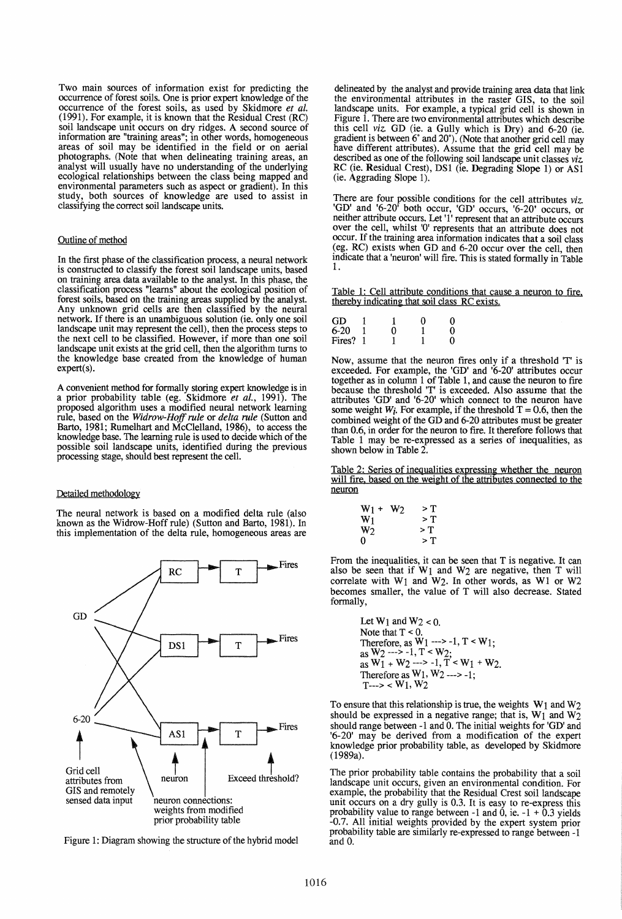Two main sources of information exist for predicting the occurrence of forest soils. One is prior expert knowledge of the occurrence of the forest soils, as used by Skidmore *et al.* (1991). For example, it is known that the Residual Crest (RC) soil landscape unit occurs on dry ridges. A second source of information are "training areas"; in other words, homogeneous areas of soil may be identified in the field or on aerial photographs. (Note that when delineating training areas, an analyst will usually have no understanding of the underlying ecological relationships between the class being mapped and environmental parameters such as aspect or gradient). In this study, both sources of knowledge are used to assist in classifying the correct soil landscape units.

## Outline of method

In the first phase of the classification process, a neural network is constructed to classify the forest soil landscape units, based on training area data available to the analyst. In this phase, the classification process "learns" about the ecological position of forest soils, based on the training areas supplied by the analyst. Any unknown grid cells are then classified by the neural network. If there is an unambiguous solution (ie. only one soil landscape unit may represent the cell), then the process steps to the next cell to be classified. However, if more than one soil landscape unit exists at the grid cell, then the algorithm turns to the knowledge base created from the knowledge of human expert(s).

A convenient method for formally storing expert knowledge is in a prior probability table (eg. Skidmore *et al.*, 1991). The proposed algorithm uses a modified neural network learning rule, based on the *Widrow-Hoff rule* or *delta rule* (Sutton and Barto, 1981; Rumelhart and McClelland, 1986), to access the knowledge base. The learning rule is used to decide which of the possible soil landscape units, identified during the previous processing stage, should best represent the cell.

## Detailed methodology

The neural network is based on a modified delta rule (also known as the Widrow-Hoff rule) (Sutton and Barto, 1981). In this implementation of the delta rule, homogeneous areas are delineated by the analyst and provide training area data that link the environmental attributes in the raster GIS, to the soil landscape units. For example, a typical grid cell is shown in Figure 1. There are two environmental attributes which describe this cell *viz.* GD (ie. a Gully which is Dry) and 6-20 (ie. gradient is between 6° and 20°). (Note that another grid cell may have different attributes). Assume that the grid cell may be described as one of the following soil landscape unit classes *viz.* RC (ie. Residual Crest), DS1 (ie. Degrading Slope 1) or AS1 (ie. Aggrading Slope 1).

Figure 1: Diagram showing the structure of the hybrid model

There are four possible conditions for the cell attributes *viz.* 'GD' and '6-20' both occur, 'GD' occurs, '6-20' occurs, or neither attribute occurs. Let '1' represent that an attribute occurs over the cell, whilst '0' represents that an attribute does not occur. If the training area information indicates that a soil class (eg. RC) exists when GD and 6-20 occur over the cell, then indicate that a 'neuron' will fire. This is stated formally in Table 1.

Table 1: Cell attribute conditions that cause a neuron to fire, thereby indicating that soil class RC exists.

| | | | | |
|---|---|---|---|---|
| GD | 1 | 1 | 0 | 0 |
| 6-20 | 1 | 0 | 1 | 0 |
| Fires? | 1 | 1 | 1 | 0 |

Now, assume that the neuron fires only if a threshold 'T' is exceeded. For example, the 'GD' and '6-20' attributes occur together as in column 1 of Table 1, and cause the neuron to fire because the threshold 'T' is exceeded. Also assume that the attributes 'GD' and '6-20' which connect to the neuron have some weight $W_i$. For example, if the threshold $T = 0.6$, then the combined weight of the GD and 6-20 attributes must be greater than 0.6, in order for the neuron to fire. It therefore follows that Table 1 may be re-expressed as a series of inequalities, as shown below in Table 2.

Table 2: Series of inequalities expressing whether the neuron will fire, based on the weight of the attributes connected to the neuron

| | |
|---|---|
| $W_1 + W_2$ | $> T$ |
| $W_1$ | $> T$ |
| $W_2$ | $> T$ |
| $0$ | $> T$ |

From the inequalities, it can be seen that T is negative. It can also be seen that if $W_1$ and $W_2$ are negative, then T will correlate with $W_1$ and $W_2$. In other words, as W1 or W2 becomes smaller, the value of T will also decrease. Stated formally,

Let $W_1$ and $W_2 < 0$.
Note that $T < 0$.
Therefore, as $W_1 \text{---}> -1$, $T < W_1$;
as $W_2 \text{---}> -1$, $T < W_2$;
as $W_1 + W_2 \text{---}> -1$, $T < W_1 + W_2$.
Therefore as $W_1, W_2 \text{---}> -1$;
$T \text{---}> < W_1, W_2$

To ensure that this relationship is true, the weights $W_1$ and $W_2$ should be expressed in a negative range; that is, $W_1$ and $W_2$ should range between -1 and 0. The initial weights for 'GD' and '6-20' may be derived from a modification of the expert knowledge prior probability table, as developed by Skidmore (1989a).

The prior probability table contains the probability that a soil landscape unit occurs, given an environmental condition. For example, the probability that the Residual Crest soil landscape unit occurs on a dry gully is 0.3. It is easy to re-express this probability value to range between -1 and 0, ie. -1 + 0.3 yields -0.7. All initial weights provided by the expert system prior probability table are similarly re-expressed to range between -1 and 0.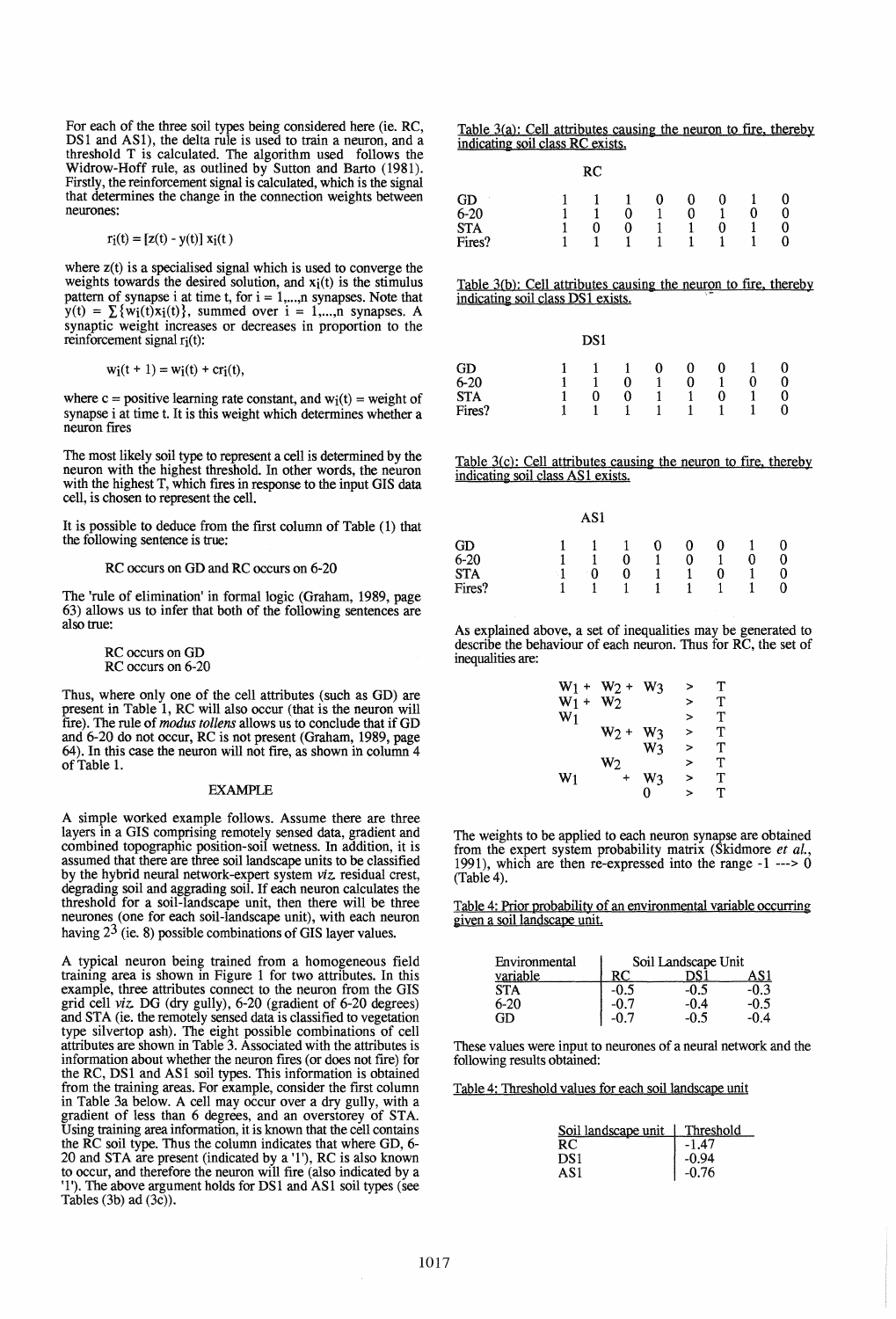For each of the three soil types being considered here (ie. RC, DS1 and AS1), the delta rule is used to train a neuron, and a threshold T is calculated. The algorithm used follows the Widrow-Hoff rule, as outlined by Sutton and Barto (1981). Firstly, the reinforcement signal is calculated, which is the signal that determines the change in the connection weights between neurones:

$$r_i(t) = [z(t) - y(t)]\, x_i(t)$$

where z(t) is a specialised signal which is used to converge the weights towards the desired solution, and $x_i(t)$ is the stimulus pattern of synapse i at time t, for i = 1,...,n synapses. Note that $y(t) = \sum\{w_i(t)x_i(t)\}$, summed over i = 1,...,n synapses. A synaptic weight increases or decreases in proportion to the reinforcement signal $r_i(t)$:

$$w_i(t + 1) = w_i(t) + c r_i(t),$$

where c = positive learning rate constant, and $w_i(t)$ = weight of synapse i at time t. It is this weight which determines whether a neuron fires

The most likely soil type to represent a cell is determined by the neuron with the highest threshold. In other words, the neuron with the highest T, which fires in response to the input GIS data cell, is chosen to represent the cell.

It is possible to deduce from the first column of Table (1) that the following sentence is true:

RC occurs on GD and RC occurs on 6-20

The 'rule of elimination' in formal logic (Graham, 1989, page 63) allows us to infer that both of the following sentences are also true:

RC occurs on GD
RC occurs on 6-20

Thus, where only one of the cell attributes (such as GD) are present in Table 1, RC will also occur (that is the neuron will fire). The rule of *modus tollens* allows us to conclude that if GD and 6-20 do not occur, RC is not present (Graham, 1989, page 64). In this case the neuron will not fire, as shown in column 4 of Table 1.

## EXAMPLE

A simple worked example follows. Assume there are three layers in a GIS comprising remotely sensed data, gradient and combined topographic position-soil wetness. In addition, it is assumed that there are three soil landscape units to be classified by the hybrid neural network-expert system *viz.* residual crest, degrading soil and aggrading soil. If each neuron calculates the threshold for a soil-landscape unit, then there will be three neurones (one for each soil-landscape unit), with each neuron having $2^3$ (ie. 8) possible combinations of GIS layer values.

A typical neuron being trained from a homogeneous field training area is shown in Figure 1 for two attributes. In this example, three attributes connect to the neuron from the GIS grid cell *viz.* DG (dry gully), 6-20 (gradient of 6-20 degrees) and STA (ie. the remotely sensed data is classified to vegetation type silvertop ash). The eight possible combinations of cell attributes are shown in Table 3. Associated with the attributes is information about whether the neuron fires (or does not fire) for the RC, DS1 and AS1 soil types. This information is obtained from the training areas. For example, consider the first column in Table 3a below. A cell may occur over a dry gully, with a gradient of less than 6 degrees, and an overstorey of STA. Using training area information, it is known that the cell contains the RC soil type. Thus the column indicates that where GD, 6-20 and STA are present (indicated by a '1'), RC is also known to occur, and therefore the neuron will fire (also indicated by a '1'). The above argument holds for DS1 and AS1 soil types (see Tables (3b) ad (3c)).

Table 3(a): Cell attributes causing the neuron to fire, thereby indicating soil class RC exists.

| RC | | | | | | | | |
|---|---|---|---|---|---|---|---|---|
| GD | 1 | 1 | 1 | 0 | 0 | 0 | 1 | 0 |
| 6-20 | 1 | 1 | 0 | 1 | 0 | 1 | 0 | 0 |
| STA | 1 | 0 | 0 | 1 | 1 | 0 | 1 | 0 |
| Fires? | 1 | 1 | 1 | 1 | 1 | 1 | 1 | 0 |

Table 3(b): Cell attributes causing the neuron to fire, thereby indicating soil class DS1 exists.

| DS1 | | | | | | | | |
|---|---|---|---|---|---|---|---|---|
| GD | 1 | 1 | 1 | 0 | 0 | 0 | 1 | 0 |
| 6-20 | 1 | 1 | 0 | 1 | 0 | 1 | 0 | 0 |
| STA | 1 | 0 | 0 | 1 | 1 | 0 | 1 | 0 |
| Fires? | 1 | 1 | 1 | 1 | 1 | 1 | 1 | 0 |

Table 3(c): Cell attributes causing the neuron to fire, thereby indicating soil class AS1 exists.

| AS1 | | | | | | | | |
|---|---|---|---|---|---|---|---|---|
| GD | 1 | 1 | 1 | 0 | 0 | 0 | 1 | 0 |
| 6-20 | 1 | 1 | 0 | 1 | 0 | 1 | 0 | 0 |
| STA | 1 | 0 | 0 | 1 | 1 | 0 | 1 | 0 |
| Fires? | 1 | 1 | 1 | 1 | 1 | 1 | 1 | 0 |

As explained above, a set of inequalities may be generated to describe the behaviour of each neuron. Thus for RC, the set of inequalities are:

$$
\begin{aligned}
W_1 + W_2 + W_3 &> T \\
W_1 + W_2 &> T \\
W_1 &> T \\
W_2 + W_3 &> T \\
W_3 &> T \\
W_2 &> T \\
W_1 + W_3 &> T \\
0 &> T
\end{aligned}
$$

The weights to be applied to each neuron synapse are obtained from the expert system probability matrix (Skidmore *et al.*, 1991), which are then re-expressed into the range -1 ---> 0 (Table 4).

Table 4: Prior probability of an environmental variable occurring given a soil landscape unit.

| Environmental variable | Soil Landscape Unit RC | DS1 | AS1 |
|---|---|---|---|
| STA | -0.5 | -0.5 | -0.3 |
| 6-20 | -0.7 | -0.4 | -0.5 |
| GD | -0.7 | -0.5 | -0.4 |

These values were input to neurones of a neural network and the following results obtained:

Table 4: Threshold values for each soil landscape unit

| Soil landscape unit | Threshold |
|---|---|
| RC | -1.47 |
| DS1 | -0.94 |
| AS1 | -0.76 |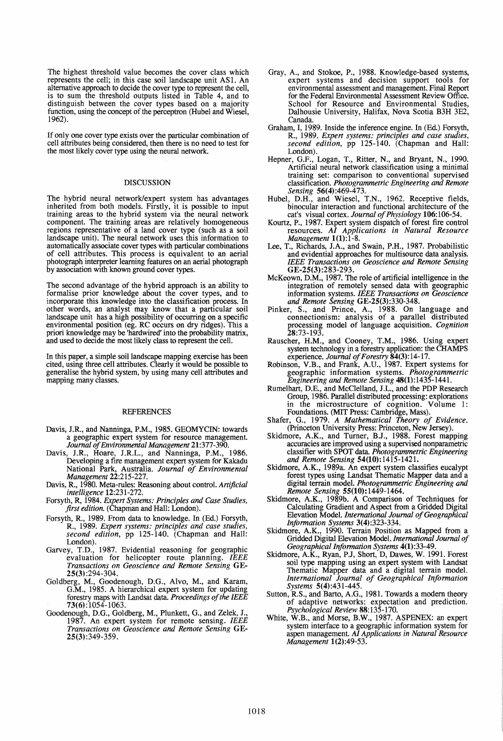The highest threshold value becomes the cover class which represents the cell; in this case soil landscape unit AS1. An alternative approach to decide the cover type to represent the cell, is to sum the threshold outputs listed in Table 4, and to distinguish between the cover types based on a majority function, using the concept of the perceptron (Hubel and Wiesel, 1962).

If only one cover type exists over the particular combination of cell attributes being considered, then there is no need to test for the most likely cover type using the neural network.

## DISCUSSION

The hybrid neural network/expert system has advantages inherited from both models. Firstly, it is possible to input training areas to the hybrid system via the neural network component. The training areas are relatively homogeneous regions representative of a land cover type (such as a soil landscape unit). The neural network uses this information to automatically associate cover types with particular combinations of cell attributes. This process is equivalent to an aerial photograph interpreter learning features on an aerial photograph by association with known ground cover types.

The second advantage of the hybrid approach is an ability to formalise prior knowledge about the cover types, and to incorporate this knowledge into the classification process. In other words, an analyst may know that a particular soil landscape unit has a high possibility of occurring on a specific environmental position (eg. RC occurs on dry ridges). This a priori knowledge may be 'hardwired' into the probability matrix, and used to decide the most likely class to represent the cell.

In this paper, a simple soil landscape mapping exercise has been cited, using three cell attributes. Clearly it would be possible to generalise the hybrid system, by using many cell attributes and mapping many classes.

## REFERENCES

Davis, J.R., and Nanninga, P.M., 1985. GEOMYCIN: towards a geographic expert system for resource management. *Journal of Environmental Management* **21**:377-390.

Davis, J.R., Hoare, J.R.L., and Nanninga, P.M., 1986. Developing a fire management expert system for Kakadu National Park, Australia. *Journal of Environmental Management* **22**:215-227.

Davis, R., 1980. Meta-rules: Reasoning about control. *Artificial intelligence* **12**:231-272.

Forsyth, R, 1984. *Expert Systems: Principles and Case Studies, first edition.* (Chapman and Hall: London).

Forsyth, R., 1989. From data to knowledge. In (Ed.) Forsyth, R., 1989. *Expert systems: principles and case studies, second edition*, pp 125-140. (Chapman and Hall: London).

Garvey, T.D., 1987. Evidential reasoning for geographic evaluation for helicopter route planning. *IEEE Transactions on Geoscience and Remote Sensing* **GE-25(3)**:294-304.

Goldberg, M., Goodenough, D.G., Alvo, M., and Karam, G.M., 1985. A hierarchical expert system for updating forestry maps with Landsat data. *Proceedings of the IEEE* **73(6)**:1054-1063.

Goodenough, D.G., Goldberg, M., Plunkett, G., and Zelek, J., 1987. An expert system for remote sensing. *IEEE Transactions on Geoscience and Remote Sensing* **GE-25(3)**:349-359.

Gray, A., and Stokoe, P., 1988. Knowledge-based systems, expert systems and decision support tools for environmental assessment and management. Final Report for the Federal Environmental Assessment Review Office. School for Resource and Environmental Studies, Dalhousie University, Halifax, Nova Scotia B3H 3E2, Canada.

Graham, I, 1989. Inside the inference engine. In (Ed.) Forsyth, R., 1989. *Expert systems: principles and case studies, second edition*, pp 125-140. (Chapman and Hall: London).

Hepner, G.F., Logan, T., Ritter, N., and Bryant, N., 1990. Artificial neural network classification using a minimal training set: comparison to conventional supervised classification. *Photogrammetric Engineering and Remote Sensing* **56(4)**:469-473.

Hubel, D.H., and Wiesel, T.N., 1962. Receptive fields, binocular interaction and functional architecture of the cat's visual cortex. *Journal of Physiology* **106**:106-54.

Kourtz, P., 1987. Expert system dispatch of forest fire control resources. *AI Applications in Natural Resource Management* **1(1)**:1-8.

Lee, T., Richards, J.A., and Swain, P.H., 1987. Probabilistic and evidential approaches for multisource data analysis. *IEEE Transactions on Geoscience and Remote Sensing* **GE-25(3)**:283-293.

McKeown, D.M., 1987. The role of artificial intelligence in the integration of remotely sensed data with geographic information systems. *IEEE Transactions on Geoscience and Remote Sensing* **GE-25(3)**:330-348.

Pinker, S., and Prince, A., 1988. On language and connectionism: analysis of a parallel distributed processing model of language acquisition. *Cognition* **28**:73-193.

Rauscher, H.M., and Cooney, T.M., 1986. Using expert system technology in a forestry application: the CHAMPS experience. *Journal of Forestry* **84(3)**:14-17.

Robinson, V.B., and Frank, A.U., 1987. Expert systems for geographic information systems. *Photogrammetric Engineering and Remote Sensing* **48(1)**:1435-1441.

Rumelhart, D.E., and McClelland, J.L., and the PDP Research Group, 1986. Parallel distributed processing: explorations in the microstructure of cognition. Volume 1: Foundations. (MIT Press: Cambridge, Mass).

Shafer, G., 1979. *A Mathematical Theory of Evidence.* (Princeton University Press: Princeton, New Jersey).

Skidmore, A.K., and Turner, B.J., 1988. Forest mapping accuracies are improved using a supervised nonparametric classifier with SPOT data. *Photogrammetric Engineering and Remote Sensing* **54(10)**:1415-1421.

Skidmore, A.K., 1989a. An expert system classifies eucalypt forest types using Landsat Thematic Mapper data and a digital terrain model. *Photogrammetric Engineering and Remote Sensing* **55(10)**:1449-1464.

Skidmore, A.K., 1989b. A Comparison of Techniques for Calculating Gradient and Aspect from a Gridded Digital Elevation Model. *International Journal of Geographical Information Systems* **3(4)**:323-334.

Skidmore, A.K., 1990. Terrain Position as Mapped from a Gridded Digital Elevation Model. *International Journal of Geographical Information Systems* **4(1)**:33-49.

Skidmore, A.K., Ryan, P.J, Short, D, Dawes, W. 1991. Forest soil type mapping using an expert system with Landsat Thematic Mapper data and a digital terrain model. *International Journal of Geographical Information Systems* **5(4)**:431-445.

Sutton, R.S., and Barto, A.G., 1981. Towards a modern theory of adaptive networks: expectation and prediction. *Psychological Review* **88**:135-170.

White, W.B., and Morse, B.W., 1987. ASPENEX: an expert system interface to a geographic information system for aspen management. *AI Applications in Natural Resource Management* **1(2)**:49-53.